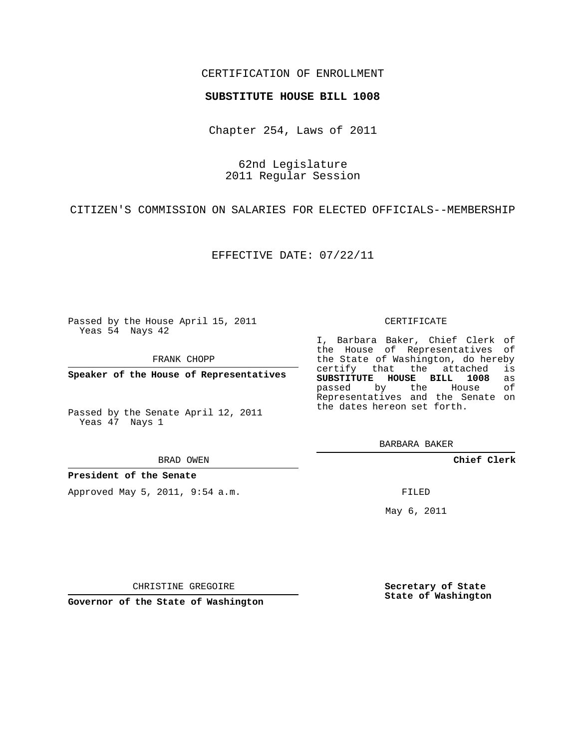CERTIFICATION OF ENROLLMENT

**SUBSTITUTE HOUSE BILL 1008**

Chapter 254, Laws of 2011

62nd Legislature
2011 Regular Session

CITIZEN'S COMMISSION ON SALARIES FOR ELECTED OFFICIALS--MEMBERSHIP

EFFECTIVE DATE: 07/22/11

Passed by the House April 15, 2011
Yeas 54 Nays 42

FRANK CHOPP

**Speaker of the House of Representatives**

Passed by the Senate April 12, 2011
Yeas 47 Nays 1

BRAD OWEN

**President of the Senate**

Approved May 5, 2011, 9:54 a.m.

CHRISTINE GREGOIRE

**Governor of the State of Washington**

CERTIFICATE

I, Barbara Baker, Chief Clerk of the House of Representatives of the State of Washington, do hereby certify that the attached is **SUBSTITUTE HOUSE BILL 1008** as passed by the House of Representatives and the Senate on the dates hereon set forth.

BARBARA BAKER

**Chief Clerk**

FILED

May 6, 2011

**Secretary of State**
**State of Washington**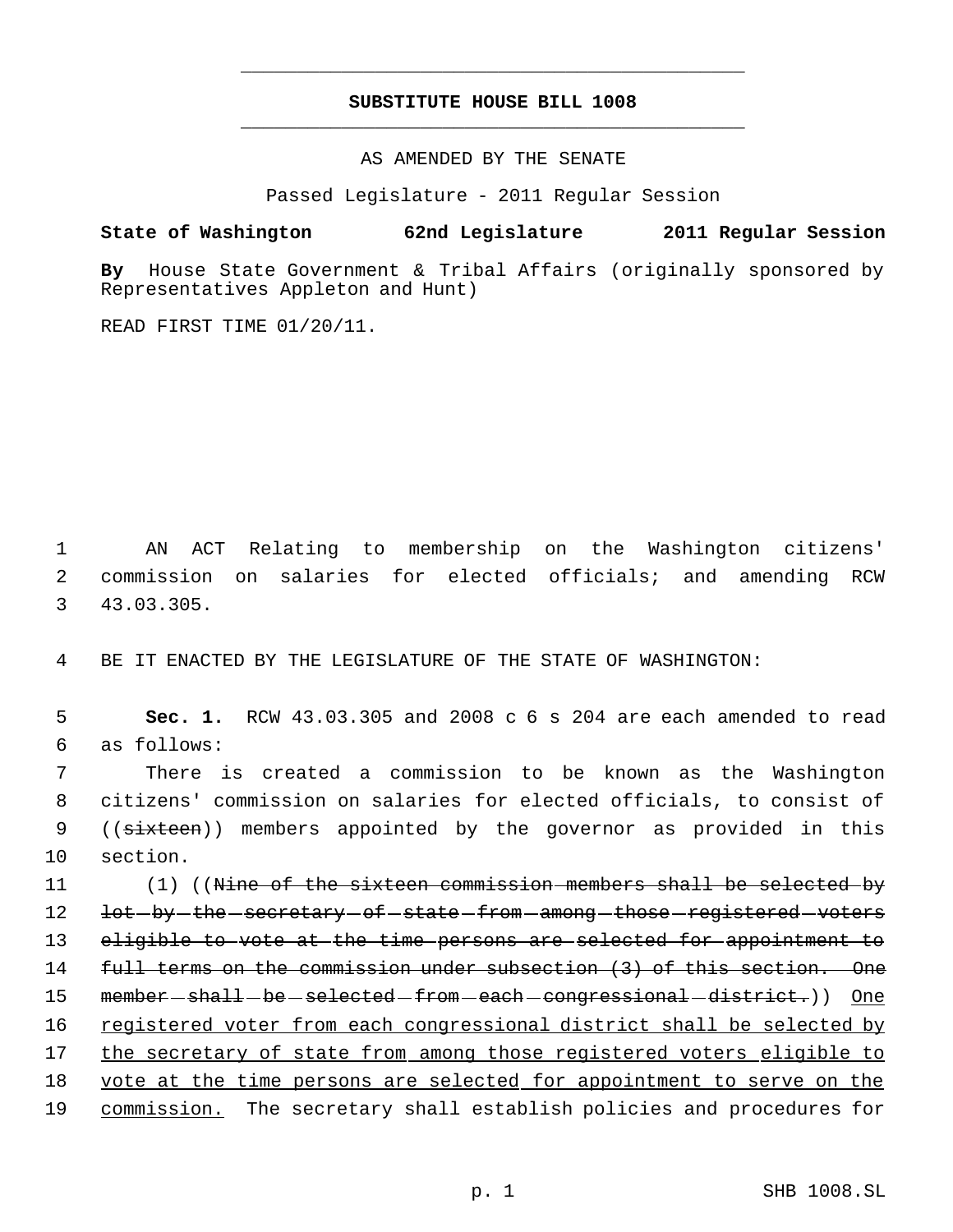# SUBSTITUTE HOUSE BILL 1008

AS AMENDED BY THE SENATE

Passed Legislature - 2011 Regular Session

**State of Washington 62nd Legislature 2011 Regular Session**

**By** House State Government & Tribal Affairs (originally sponsored by Representatives Appleton and Hunt)

READ FIRST TIME 01/20/11.

AN ACT Relating to membership on the Washington citizens' commission on salaries for elected officials; and amending RCW 43.03.305.

BE IT ENACTED BY THE LEGISLATURE OF THE STATE OF WASHINGTON:

**Sec. 1.** RCW 43.03.305 and 2008 c 6 s 204 are each amended to read as follows:

There is created a commission to be known as the Washington citizens' commission on salaries for elected officials, to consist of ((~~sixteen~~)) members appointed by the governor as provided in this section.

(1) ((~~Nine of the sixteen commission members shall be selected by lot by the secretary of state from among those registered voters eligible to vote at the time persons are selected for appointment to full terms on the commission under subsection (3) of this section. One member shall be selected from each congressional district.~~)) <u>One registered voter from each congressional district shall be selected by the secretary of state from among those registered voters eligible to vote at the time persons are selected for appointment to serve on the commission.</u> The secretary shall establish policies and procedures for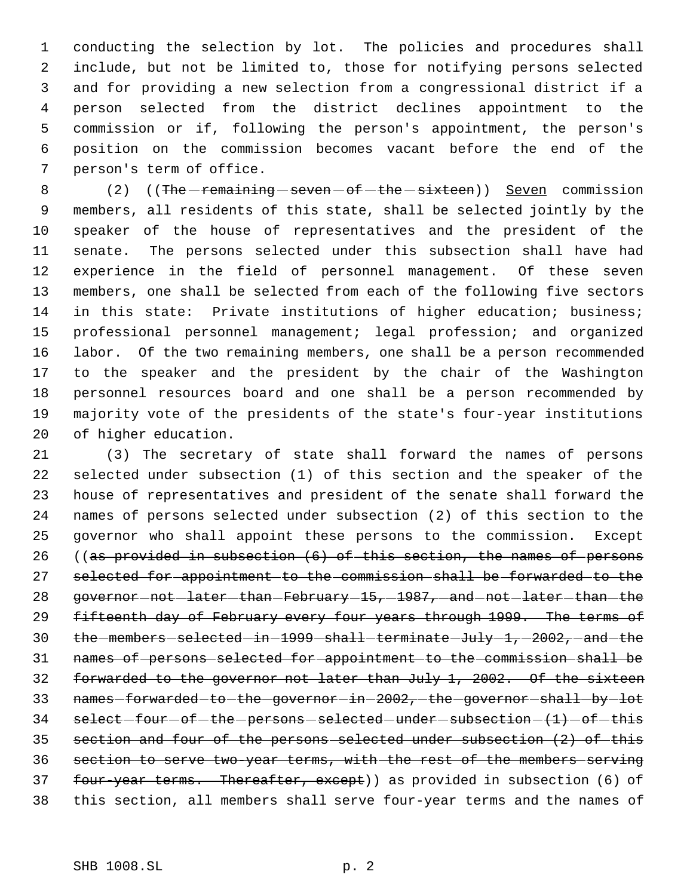conducting the selection by lot. The policies and procedures shall include, but not be limited to, those for notifying persons selected and for providing a new selection from a congressional district if a person selected from the district declines appointment to the commission or if, following the person's appointment, the person's position on the commission becomes vacant before the end of the person's term of office.

(2) ((~~The remaining seven of the sixteen~~)) Seven commission members, all residents of this state, shall be selected jointly by the speaker of the house of representatives and the president of the senate. The persons selected under this subsection shall have had experience in the field of personnel management. Of these seven members, one shall be selected from each of the following five sectors in this state: Private institutions of higher education; business; professional personnel management; legal profession; and organized labor. Of the two remaining members, one shall be a person recommended to the speaker and the president by the chair of the Washington personnel resources board and one shall be a person recommended by majority vote of the presidents of the state's four-year institutions of higher education.

(3) The secretary of state shall forward the names of persons selected under subsection (1) of this section and the speaker of the house of representatives and president of the senate shall forward the names of persons selected under subsection (2) of this section to the governor who shall appoint these persons to the commission. Except ((~~as provided in subsection (6) of this section, the names of persons selected for appointment to the commission shall be forwarded to the governor not later than February 15, 1987, and not later than the fifteenth day of February every four years through 1999. The terms of the members selected in 1999 shall terminate July 1, 2002, and the names of persons selected for appointment to the commission shall be forwarded to the governor not later than July 1, 2002. Of the sixteen names forwarded to the governor in 2002, the governor shall by lot select four of the persons selected under subsection (1) of this section and four of the persons selected under subsection (2) of this section to serve two-year terms, with the rest of the members serving four-year terms. Thereafter, except~~)) as provided in subsection (6) of this section, all members shall serve four-year terms and the names of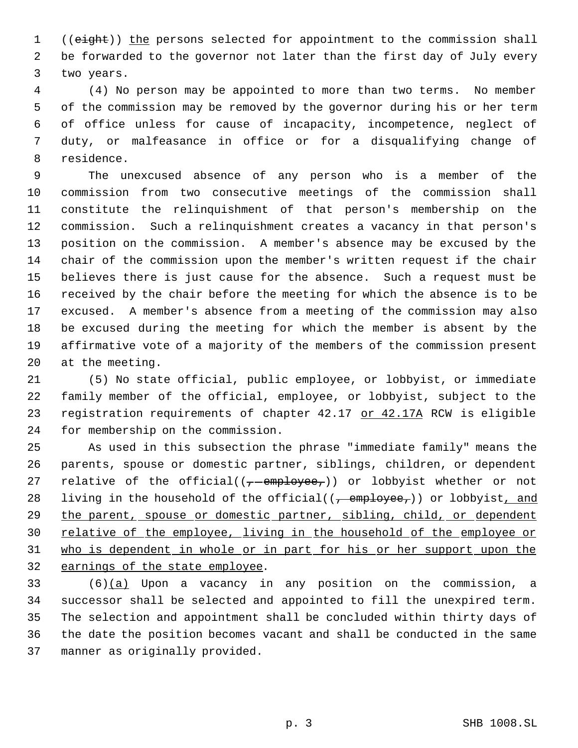((~~eight~~)) <u>the</u> persons selected for appointment to the commission shall be forwarded to the governor not later than the first day of July every two years.

(4) No person may be appointed to more than two terms. No member of the commission may be removed by the governor during his or her term of office unless for cause of incapacity, incompetence, neglect of duty, or malfeasance in office or for a disqualifying change of residence.

The unexcused absence of any person who is a member of the commission from two consecutive meetings of the commission shall constitute the relinquishment of that person's membership on the commission. Such a relinquishment creates a vacancy in that person's position on the commission. A member's absence may be excused by the chair of the commission upon the member's written request if the chair believes there is just cause for the absence. Such a request must be received by the chair before the meeting for which the absence is to be excused. A member's absence from a meeting of the commission may also be excused during the meeting for which the member is absent by the affirmative vote of a majority of the members of the commission present at the meeting.

(5) No state official, public employee, or lobbyist, or immediate family member of the official, employee, or lobbyist, subject to the registration requirements of chapter 42.17 <u>or 42.17A</u> RCW is eligible for membership on the commission.

As used in this subsection the phrase "immediate family" means the parents, spouse or domestic partner, siblings, children, or dependent relative of the official((~~, employee,~~)) or lobbyist whether or not living in the household of the official((~~, employee,~~)) or lobbyist<u>, and the parent, spouse or domestic partner, sibling, child, or dependent relative of the employee, living in the household of the employee or who is dependent in whole or in part for his or her support upon the earnings of the state employee</u>.

(6)<u>(a)</u> Upon a vacancy in any position on the commission, a successor shall be selected and appointed to fill the unexpired term. The selection and appointment shall be concluded within thirty days of the date the position becomes vacant and shall be conducted in the same manner as originally provided.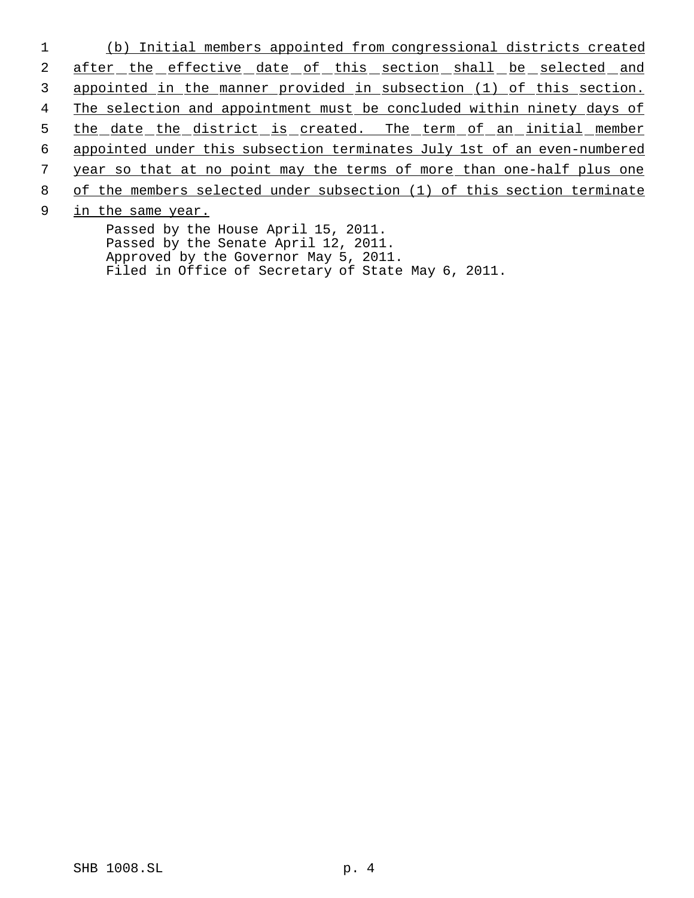(b) Initial members appointed from congressional districts created after the effective date of this section shall be selected and appointed in the manner provided in subsection (1) of this section. The selection and appointment must be concluded within ninety days of the date the district is created. The term of an initial member appointed under this subsection terminates July 1st of an even-numbered year so that at no point may the terms of more than one-half plus one of the members selected under subsection (1) of this section terminate in the same year.

Passed by the House April 15, 2011.
Passed by the Senate April 12, 2011.
Approved by the Governor May 5, 2011.
Filed in Office of Secretary of State May 6, 2011.